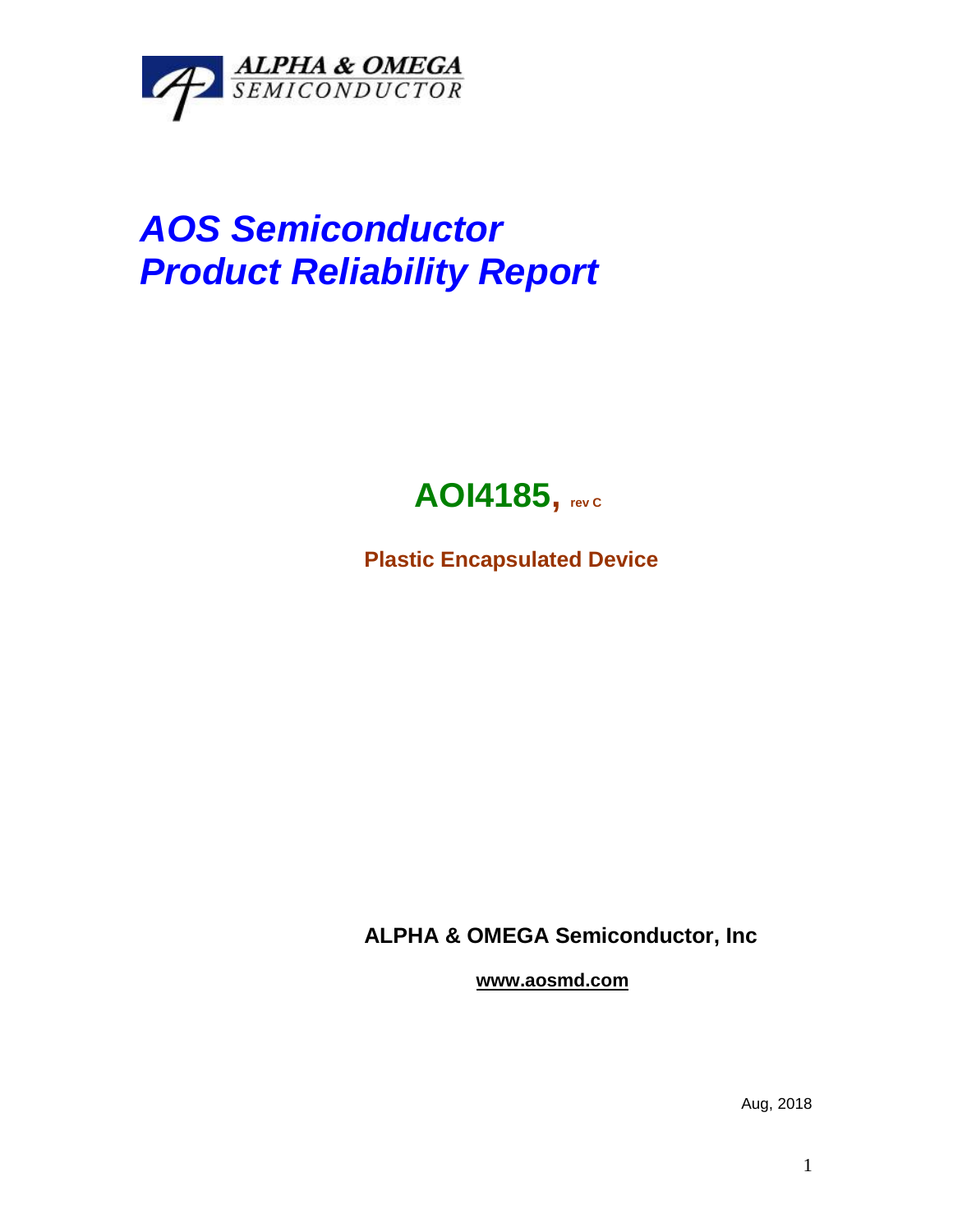ALPHA & OMEGA
SEMICONDUCTOR

# *AOS Semiconductor*
# *Product Reliability Report*

## **AOI4185, rev C**

**Plastic Encapsulated Device**

**ALPHA & OMEGA Semiconductor, Inc**

**www.aosmd.com**

Aug, 2018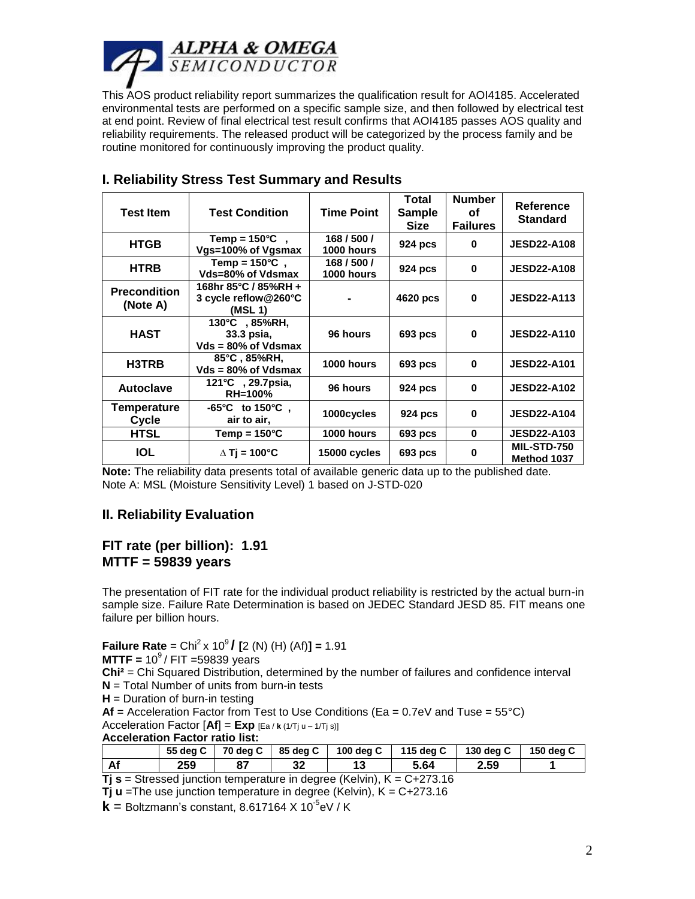ALPHA & OMEGA SEMICONDUCTOR

This AOS product reliability report summarizes the qualification result for AOI4185. Accelerated environmental tests are performed on a specific sample size, and then followed by electrical test at end point. Review of final electrical test result confirms that AOI4185 passes AOS quality and reliability requirements. The released product will be categorized by the process family and be routine monitored for continuously improving the product quality.

## I. Reliability Stress Test Summary and Results

| Test Item | Test Condition | Time Point | Total Sample Size | Number of Failures | Reference Standard |
|---|---|---|---|---|---|
| HTGB | Temp = 150°C , Vgs=100% of Vgsmax | 168 / 500 / 1000 hours | 924 pcs | 0 | JESD22-A108 |
| HTRB | Temp = 150°C , Vds=80% of Vdsmax | 168 / 500 / 1000 hours | 924 pcs | 0 | JESD22-A108 |
| Precondition (Note A) | 168hr 85°C / 85%RH + 3 cycle reflow@260°C (MSL 1) | - | 4620 pcs | 0 | JESD22-A113 |
| HAST | 130°C , 85%RH, 33.3 psia, Vds = 80% of Vdsmax | 96 hours | 693 pcs | 0 | JESD22-A110 |
| H3TRB | 85°C , 85%RH, Vds = 80% of Vdsmax | 1000 hours | 693 pcs | 0 | JESD22-A101 |
| Autoclave | 121°C , 29.7psia, RH=100% | 96 hours | 924 pcs | 0 | JESD22-A102 |
| Temperature Cycle | -65°C to 150°C , air to air, | 1000cycles | 924 pcs | 0 | JESD22-A104 |
| HTSL | Temp = 150°C | 1000 hours | 693 pcs | 0 | JESD22-A103 |
| IOL | $\Delta$ Tj = 100°C | 15000 cycles | 693 pcs | 0 | MIL-STD-750 Method 1037 |

**Note:** The reliability data presents total of available generic data up to the published date.
Note A: MSL (Moisture Sensitivity Level) 1 based on J-STD-020

## II. Reliability Evaluation

### FIT rate (per billion): 1.91
### MTTF = 59839 years

The presentation of FIT rate for the individual product reliability is restricted by the actual burn-in sample size. Failure Rate Determination is based on JEDEC Standard JESD 85. FIT means one failure per billion hours.

**Failure Rate** = $Chi^2 \times 10^9$ **/ [**2 (N) (H) (Af)**] =** 1.91

**MTTF =** $10^9$ / FIT =59839 years

**Chi²** = Chi Squared Distribution, determined by the number of failures and confidence interval

**N** = Total Number of units from burn-in tests

**H** = Duration of burn-in testing

**Af** = Acceleration Factor from Test to Use Conditions (Ea = 0.7eV and Tuse = 55°C)

Acceleration Factor [**Af**] = **Exp** [Ea / **k** (1/Tj u – 1/Tj s)]

**Acceleration Factor ratio list:**

| | 55 deg C | 70 deg C | 85 deg C | 100 deg C | 115 deg C | 130 deg C | 150 deg C |
|---|---|---|---|---|---|---|---|
| Af | 259 | 87 | 32 | 13 | 5.64 | 2.59 | 1 |

**Tj s** = Stressed junction temperature in degree (Kelvin), K = C+273.16

**Tj u** =The use junction temperature in degree (Kelvin), K = C+273.16

**k** = Boltzmann's constant, 8.617164 X $10^{-5}$eV / K